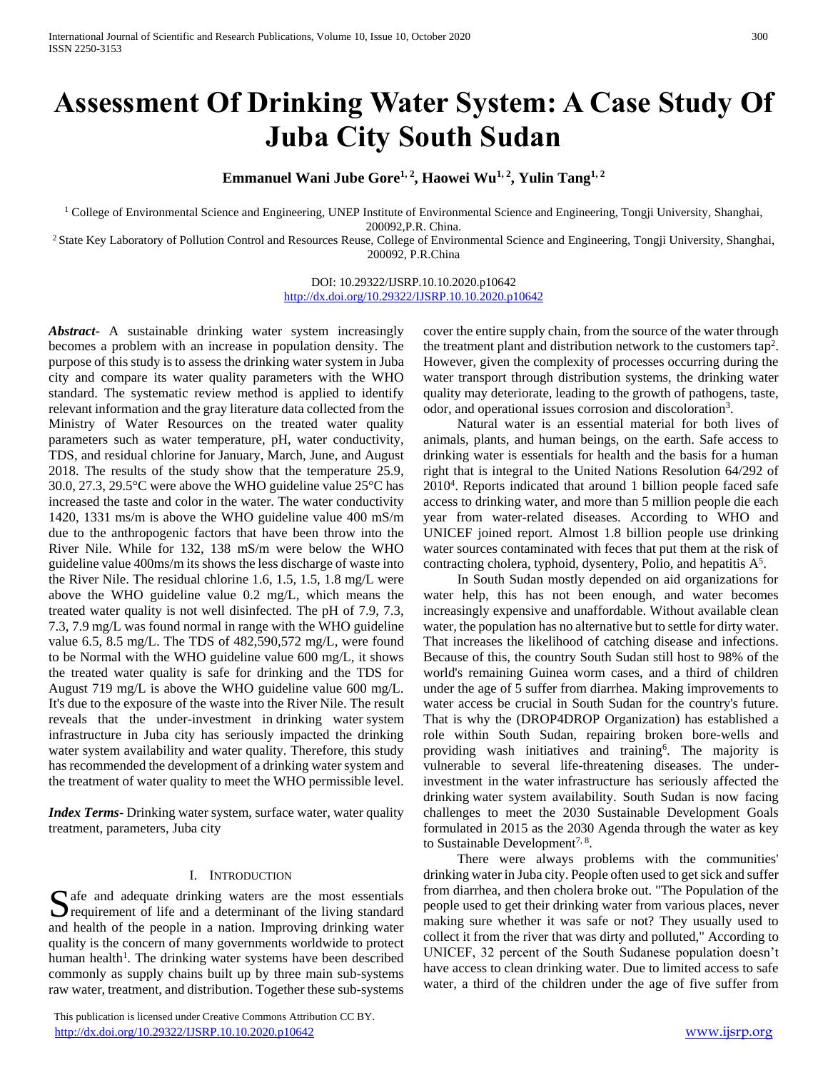# Assessment Of Drinking Water System: A Case Study Of Juba City South Sudan

**Emmanuel Wani Jube Gore[1, 2], Haowei Wu[1, 2], Yulin Tang[1, 2]**

[1] College of Environmental Science and Engineering, UNEP Institute of Environmental Science and Engineering, Tongji University, Shanghai, 200092,P.R. China.

[2] State Key Laboratory of Pollution Control and Resources Reuse, College of Environmental Science and Engineering, Tongji University, Shanghai, 200092, P.R.China

DOI: 10.29322/IJSRP.10.10.2020.p10642
http://dx.doi.org/10.29322/IJSRP.10.10.2020.p10642

***Abstract-*** A sustainable drinking water system increasingly becomes a problem with an increase in population density. The purpose of this study is to assess the drinking water system in Juba city and compare its water quality parameters with the WHO standard. The systematic review method is applied to identify relevant information and the gray literature data collected from the Ministry of Water Resources on the treated water quality parameters such as water temperature, pH, water conductivity, TDS, and residual chlorine for January, March, June, and August 2018. The results of the study show that the temperature 25.9, 30.0, 27.3, 29.5°C were above the WHO guideline value 25°C has increased the taste and color in the water. The water conductivity 1420, 1331 ms/m is above the WHO guideline value 400 mS/m due to the anthropogenic factors that have been throw into the River Nile. While for 132, 138 mS/m were below the WHO guideline value 400ms/m its shows the less discharge of waste into the River Nile. The residual chlorine 1.6, 1.5, 1.5, 1.8 mg/L were above the WHO guideline value 0.2 mg/L, which means the treated water quality is not well disinfected. The pH of 7.9, 7.3, 7.3, 7.9 mg/L was found normal in range with the WHO guideline value 6.5, 8.5 mg/L. The TDS of 482,590,572 mg/L, were found to be Normal with the WHO guideline value 600 mg/L, it shows the treated water quality is safe for drinking and the TDS for August 719 mg/L is above the WHO guideline value 600 mg/L. It's due to the exposure of the waste into the River Nile. The result reveals that the under-investment in drinking water system infrastructure in Juba city has seriously impacted the drinking water system availability and water quality. Therefore, this study has recommended the development of a drinking water system and the treatment of water quality to meet the WHO permissible level.

***Index Terms-*** Drinking water system, surface water, water quality treatment, parameters, Juba city

## I. Introduction

Safe and adequate drinking waters are the most essentials requirement of life and a determinant of the living standard and health of the people in a nation. Improving drinking water quality is the concern of many governments worldwide to protect human health[1]. The drinking water systems have been described commonly as supply chains built up by three main sub-systems raw water, treatment, and distribution. Together these sub-systems cover the entire supply chain, from the source of the water through the treatment plant and distribution network to the customers tap[2]. However, given the complexity of processes occurring during the water transport through distribution systems, the drinking water quality may deteriorate, leading to the growth of pathogens, taste, odor, and operational issues corrosion and discoloration[3].

Natural water is an essential material for both lives of animals, plants, and human beings, on the earth. Safe access to drinking water is essentials for health and the basis for a human right that is integral to the United Nations Resolution 64/292 of 2010[4]. Reports indicated that around 1 billion people faced safe access to drinking water, and more than 5 million people die each year from water-related diseases. According to WHO and UNICEF joined report. Almost 1.8 billion people use drinking water sources contaminated with feces that put them at the risk of contracting cholera, typhoid, dysentery, Polio, and hepatitis A[5].

In South Sudan mostly depended on aid organizations for water help, this has not been enough, and water becomes increasingly expensive and unaffordable. Without available clean water, the population has no alternative but to settle for dirty water. That increases the likelihood of catching disease and infections. Because of this, the country South Sudan still host to 98% of the world's remaining Guinea worm cases, and a third of children under the age of 5 suffer from diarrhea. Making improvements to water access be crucial in South Sudan for the country's future. That is why the (DROP4DROP Organization) has established a role within South Sudan, repairing broken bore-wells and providing wash initiatives and training[6]. The majority is vulnerable to several life-threatening diseases. The under-investment in the water infrastructure has seriously affected the drinking water system availability. South Sudan is now facing challenges to meet the 2030 Sustainable Development Goals formulated in 2015 as the 2030 Agenda through the water as key to Sustainable Development[7, 8].

There were always problems with the communities' drinking water in Juba city. People often used to get sick and suffer from diarrhea, and then cholera broke out. "The Population of the people used to get their drinking water from various places, never making sure whether it was safe or not? They usually used to collect it from the river that was dirty and polluted," According to UNICEF, 32 percent of the South Sudanese population doesn't have access to clean drinking water. Due to limited access to safe water, a third of the children under the age of five suffer from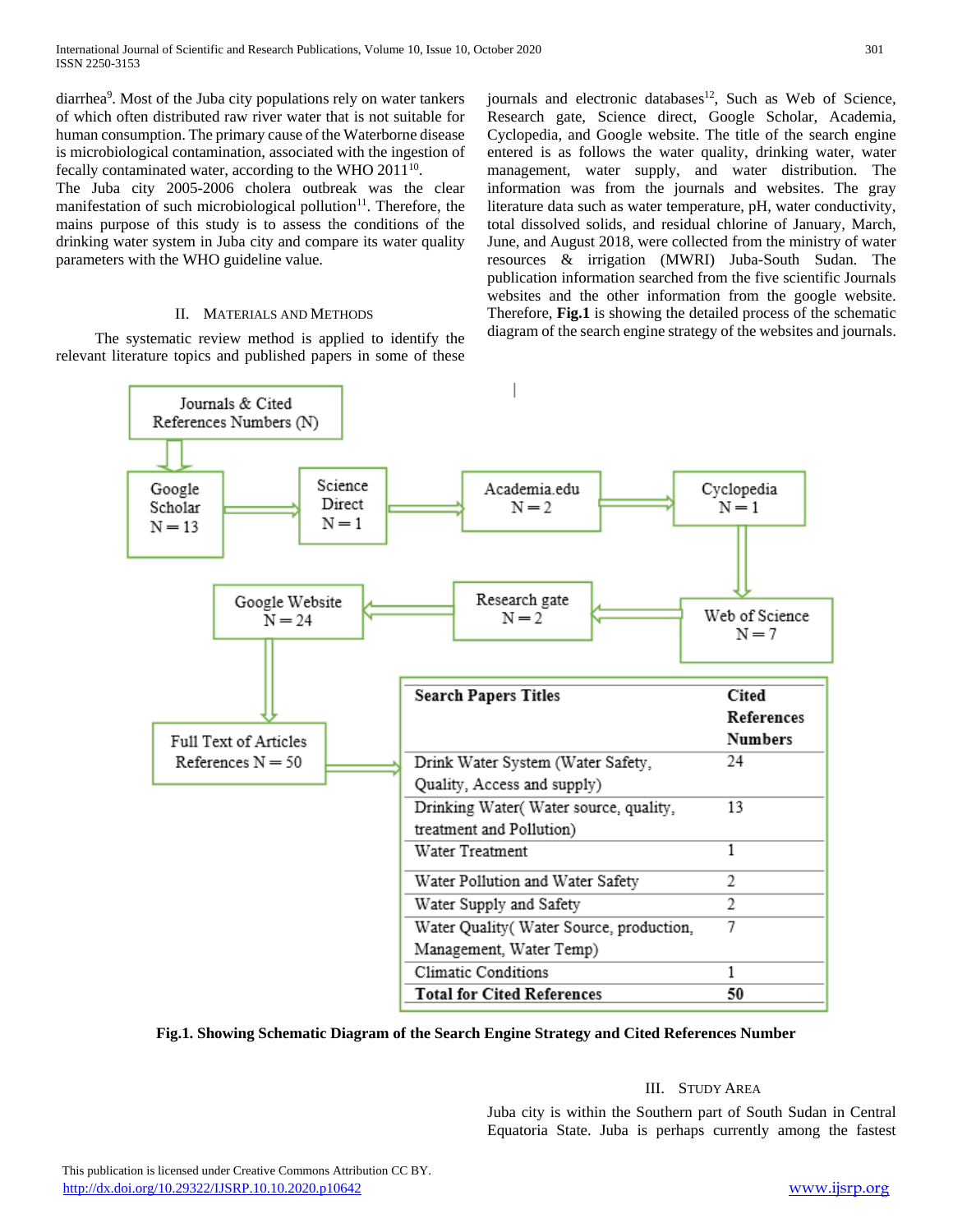diarrhea[9]. Most of the Juba city populations rely on water tankers of which often distributed raw river water that is not suitable for human consumption. The primary cause of the Waterborne disease is microbiological contamination, associated with the ingestion of fecally contaminated water, according to the WHO 2011[10].

The Juba city 2005-2006 cholera outbreak was the clear manifestation of such microbiological pollution[11]. Therefore, the mains purpose of this study is to assess the conditions of the drinking water system in Juba city and compare its water quality parameters with the WHO guideline value.

## II. Materials and Methods

The systematic review method is applied to identify the relevant literature topics and published papers in some of these journals and electronic databases[12], Such as Web of Science, Research gate, Science direct, Google Scholar, Academia, Cyclopedia, and Google website. The title of the search engine entered is as follows the water quality, drinking water, water management, water supply, and water distribution. The information was from the journals and websites. The gray literature data such as water temperature, pH, water conductivity, total dissolved solids, and residual chlorine of January, March, June, and August 2018, were collected from the ministry of water resources & irrigation (MWRI) Juba-South Sudan. The publication information searched from the five scientific Journals websites and the other information from the google website. Therefore, **Fig.1** is showing the detailed process of the schematic diagram of the search engine strategy of the websites and journals.

Journals & Cited References Numbers (N) → Google Scholar N = 13 → Science Direct N = 1 → Academia.edu N = 2 → Cyclopedia N = 1 → Web of Science N = 7 → Research gate N = 2 → Google Website N = 24 → Full Text of Articles References N = 50

| **Search Papers Titles** | **Cited References Numbers** |
|---|---|
| Drink Water System (Water Safety, Quality, Access and supply) | 24 |
| Drinking Water( Water source, quality, treatment and Pollution) | 13 |
| Water Treatment | 1 |
| Water Pollution and Water Safety | 2 |
| Water Supply and Safety | 2 |
| Water Quality( Water Source, production, Management, Water Temp) | 7 |
| Climatic Conditions | 1 |
| **Total for Cited References** | **50** |

**Fig.1. Showing Schematic Diagram of the Search Engine Strategy and Cited References Number**

## III. Study Area

Juba city is within the Southern part of South Sudan in Central Equatoria State. Juba is perhaps currently among the fastest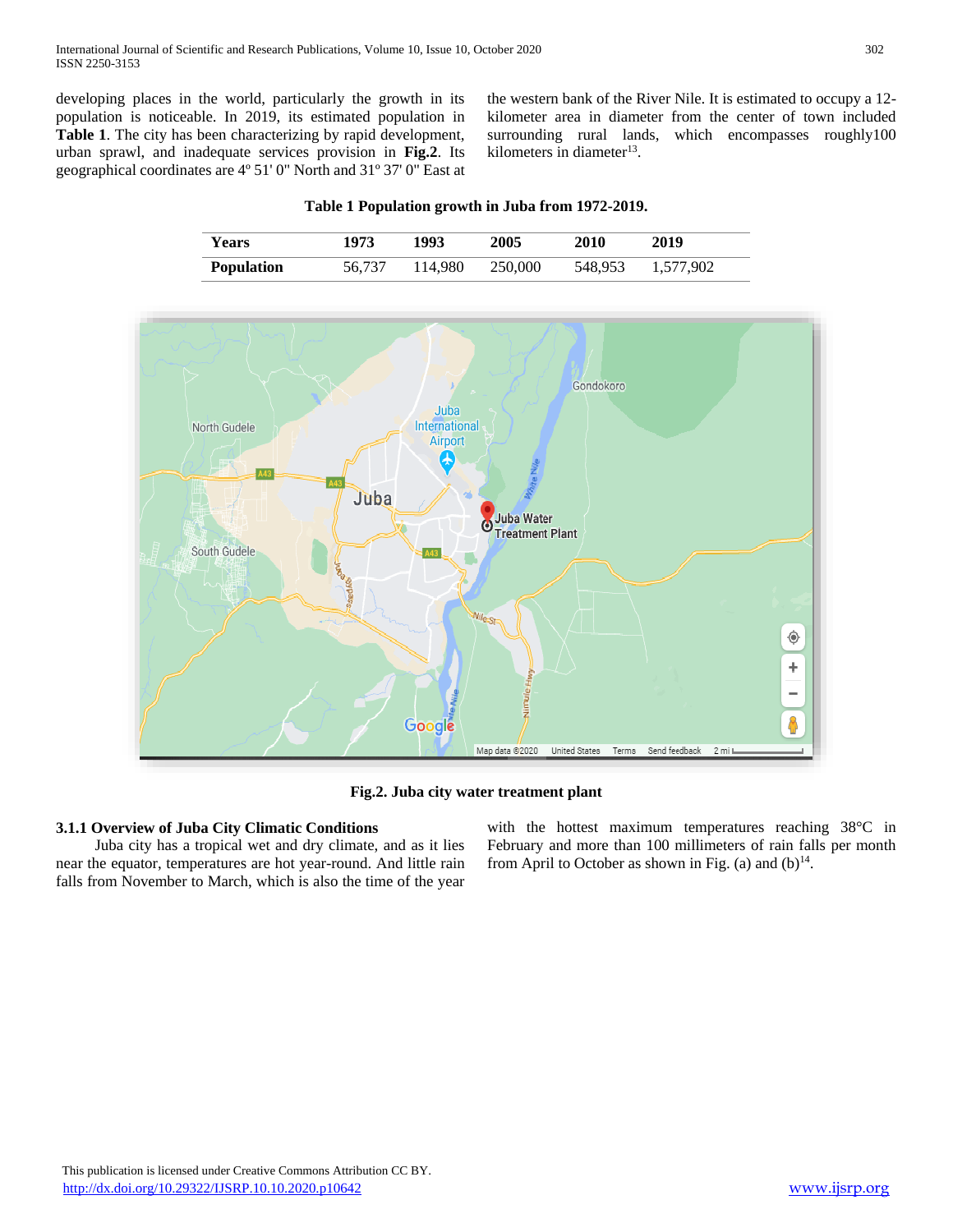developing places in the world, particularly the growth in its population is noticeable. In 2019, its estimated population in **Table 1**. The city has been characterizing by rapid development, urban sprawl, and inadequate services provision in **Fig.2**. Its geographical coordinates are 4º 51' 0" North and 31º 37' 0" East at the western bank of the River Nile. It is estimated to occupy a 12-kilometer area in diameter from the center of town included surrounding rural lands, which encompasses roughly100 kilometers in diameter[13].

**Table 1 Population growth in Juba from 1972-2019.**

| Years | 1973 | 1993 | 2005 | 2010 | 2019 |
|---|---|---|---|---|---|
| **Population** | 56,737 | 114,980 | 250,000 | 548,953 | 1,577,902 |

**Fig.2. Juba city water treatment plant**

### 3.1.1 Overview of Juba City Climatic Conditions

Juba city has a tropical wet and dry climate, and as it lies near the equator, temperatures are hot year-round. And little rain falls from November to March, which is also the time of the year with the hottest maximum temperatures reaching 38°C in February and more than 100 millimeters of rain falls per month from April to October as shown in Fig. (a) and (b)[14].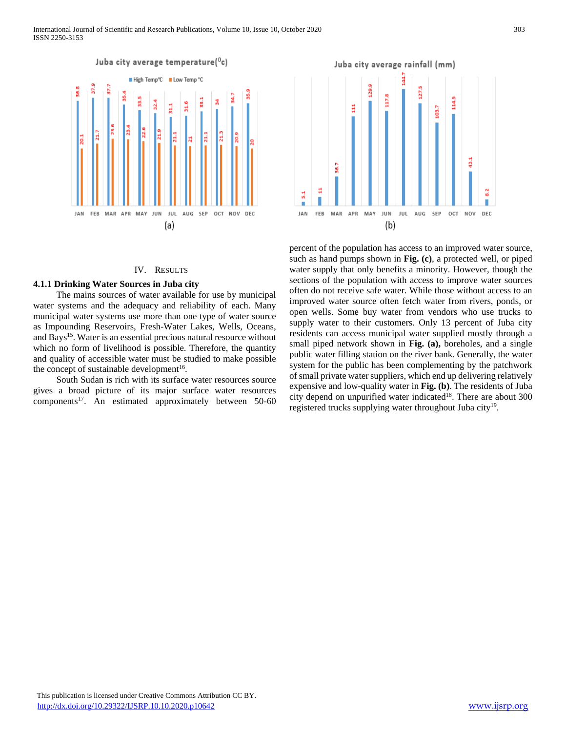**Juba city average temperature(°c)**

| | JAN | FEB | MAR | APR | MAY | JUN | JUL | AUG | SEP | OCT | NOV | DEC |
|---|---|---|---|---|---|---|---|---|---|---|---|---|
| High Temp °C | 36.8 | 37.9 | 37.7 | 35.4 | 33.5 | 32.4 | 31.1 | 31.6 | 33.1 | 34 | 34.7 | 35.9 |
| Low Temp °C | 20.1 | 21.7 | 23.6 | 23.4 | 22.6 | 21.9 | 21.1 | 21 | 21.1 | 21.3 | 20.9 | 20 |

(a)

**Juba city average rainfall (mm)**

| | JAN | FEB | MAR | APR | MAY | JUN | JUL | AUG | SEP | OCT | NOV | DEC |
|---|---|---|---|---|---|---|---|---|---|---|---|---|
| Rainfall (mm) | 5.1 | 11 | 36.7 | 111 | 129.9 | 117.8 | 144.7 | 127.5 | 103.7 | 114.5 | 43.1 | 8.2 |

(b)

## IV. Results

### 4.1.1 Drinking Water Sources in Juba city

The mains sources of water available for use by municipal water systems and the adequacy and reliability of each. Many municipal water systems use more than one type of water source as Impounding Reservoirs, Fresh-Water Lakes, Wells, Oceans, and Bays[15]. Water is an essential precious natural resource without which no form of livelihood is possible. Therefore, the quantity and quality of accessible water must be studied to make possible the concept of sustainable development[16].

South Sudan is rich with its surface water resources source gives a broad picture of its major surface water resources components[17]. An estimated approximately between 50-60 percent of the population has access to an improved water source, such as hand pumps shown in **Fig. (c)**, a protected well, or piped water supply that only benefits a minority. However, though the sections of the population with access to improve water sources often do not receive safe water. While those without access to an improved water source often fetch water from rivers, ponds, or open wells. Some buy water from vendors who use trucks to supply water to their customers. Only 13 percent of Juba city residents can access municipal water supplied mostly through a small piped network shown in **Fig. (a),** boreholes, and a single public water filling station on the river bank. Generally, the water system for the public has been complementing by the patchwork of small private water suppliers, which end up delivering relatively expensive and low-quality water in **Fig. (b)**. The residents of Juba city depend on unpurified water indicated[18]. There are about 300 registered trucks supplying water throughout Juba city[19].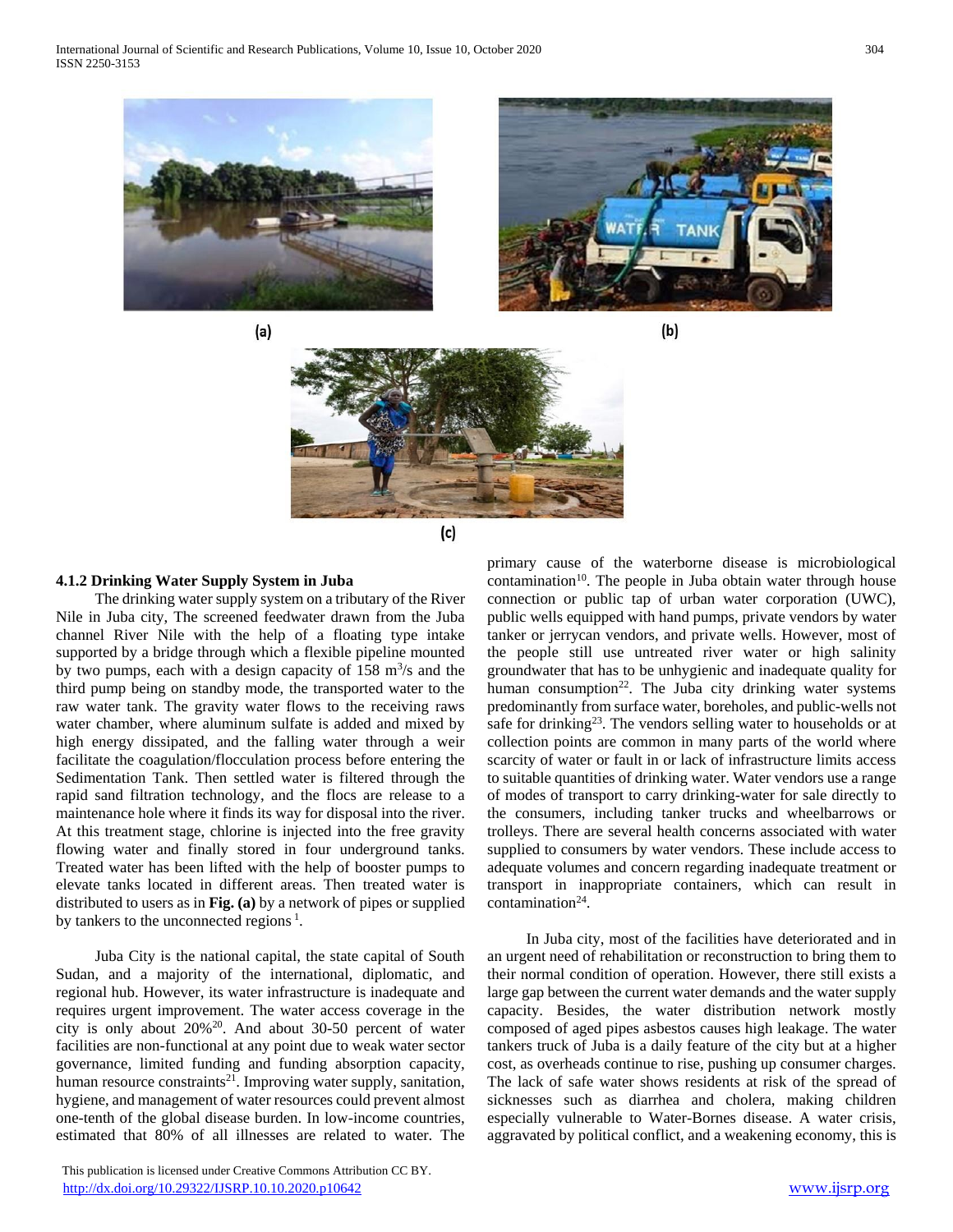(a)

(b)

(c)

#### 4.1.2 Drinking Water Supply System in Juba

The drinking water supply system on a tributary of the River Nile in Juba city, The screened feedwater drawn from the Juba channel River Nile with the help of a floating type intake supported by a bridge through which a flexible pipeline mounted by two pumps, each with a design capacity of 158 $m^3/s$ and the third pump being on standby mode, the transported water to the raw water tank. The gravity water flows to the receiving raws water chamber, where aluminum sulfate is added and mixed by high energy dissipated, and the falling water through a weir facilitate the coagulation/flocculation process before entering the Sedimentation Tank. Then settled water is filtered through the rapid sand filtration technology, and the flocs are release to a maintenance hole where it finds its way for disposal into the river. At this treatment stage, chlorine is injected into the free gravity flowing water and finally stored in four underground tanks. Treated water has been lifted with the help of booster pumps to elevate tanks located in different areas. Then treated water is distributed to users as in **Fig. (a)** by a network of pipes or supplied by tankers to the unconnected regions [1].

Juba City is the national capital, the state capital of South Sudan, and a majority of the international, diplomatic, and regional hub. However, its water infrastructure is inadequate and requires urgent improvement. The water access coverage in the city is only about 20%[20]. And about 30-50 percent of water facilities are non-functional at any point due to weak water sector governance, limited funding and funding absorption capacity, human resource constraints[21]. Improving water supply, sanitation, hygiene, and management of water resources could prevent almost one-tenth of the global disease burden. In low-income countries, estimated that 80% of all illnesses are related to water. The primary cause of the waterborne disease is microbiological contamination[10]. The people in Juba obtain water through house connection or public tap of urban water corporation (UWC), public wells equipped with hand pumps, private vendors by water tanker or jerrycan vendors, and private wells. However, most of the people still use untreated river water or high salinity groundwater that has to be unhygienic and inadequate quality for human consumption[22]. The Juba city drinking water systems predominantly from surface water, boreholes, and public-wells not safe for drinking[23]. The vendors selling water to households or at collection points are common in many parts of the world where scarcity of water or fault in or lack of infrastructure limits access to suitable quantities of drinking water. Water vendors use a range of modes of transport to carry drinking-water for sale directly to the consumers, including tanker trucks and wheelbarrows or trolleys. There are several health concerns associated with water supplied to consumers by water vendors. These include access to adequate volumes and concern regarding inadequate treatment or transport in inappropriate containers, which can result in contamination[24].

In Juba city, most of the facilities have deteriorated and in an urgent need of rehabilitation or reconstruction to bring them to their normal condition of operation. However, there still exists a large gap between the current water demands and the water supply capacity. Besides, the water distribution network mostly composed of aged pipes asbestos causes high leakage. The water tankers truck of Juba is a daily feature of the city but at a higher cost, as overheads continue to rise, pushing up consumer charges. The lack of safe water shows residents at risk of the spread of sicknesses such as diarrhea and cholera, making children especially vulnerable to Water-Bornes disease. A water crisis, aggravated by political conflict, and a weakening economy, this is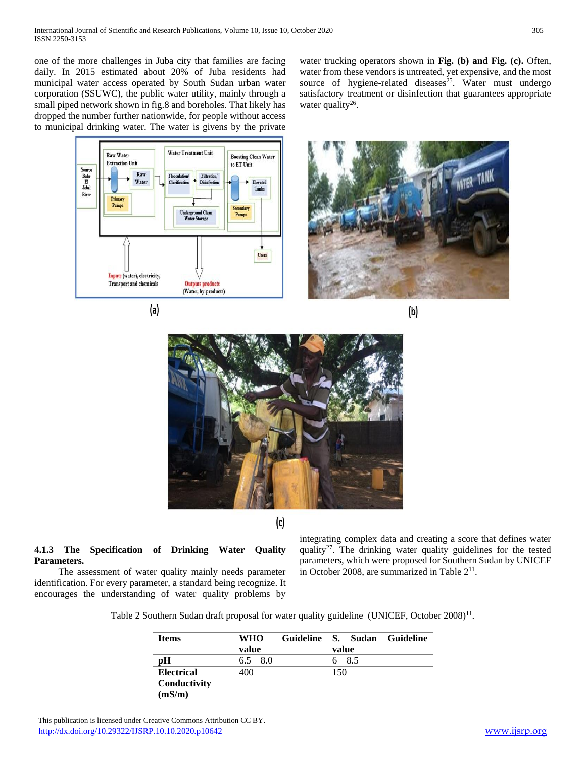one of the more challenges in Juba city that families are facing daily. In 2015 estimated about 20% of Juba residents had municipal water access operated by South Sudan urban water corporation (SSUWC), the public water utility, mainly through a small piped network shown in fig.8 and boreholes. That likely has dropped the number further nationwide, for people without access to municipal drinking water. The water is givens by the private water trucking operators shown in **Fig. (b) and Fig. (c).** Often, water from these vendors is untreated, yet expensive, and the most source of hygiene-related diseases[25]. Water must undergo satisfactory treatment or disinfection that guarantees appropriate water quality[26].

(a)

(b)

(c)

#### 4.1.3 The Specification of Drinking Water Quality Parameters.

The assessment of water quality mainly needs parameter identification. For every parameter, a standard being recognize. It encourages the understanding of water quality problems by integrating complex data and creating a score that defines water quality[27]. The drinking water quality guidelines for the tested parameters, which were proposed for Southern Sudan by UNICEF in October 2008, are summarized in Table 2[11].

Table 2 Southern Sudan draft proposal for water quality guideline (UNICEF, October 2008)[11].

| Items | WHO Guideline value | S. Sudan Guideline value |
|---|---|---|
| **pH** | 6.5 – 8.0 | 6 – 8.5 |
| **Electrical Conductivity (mS/m)** | 400 | 150 |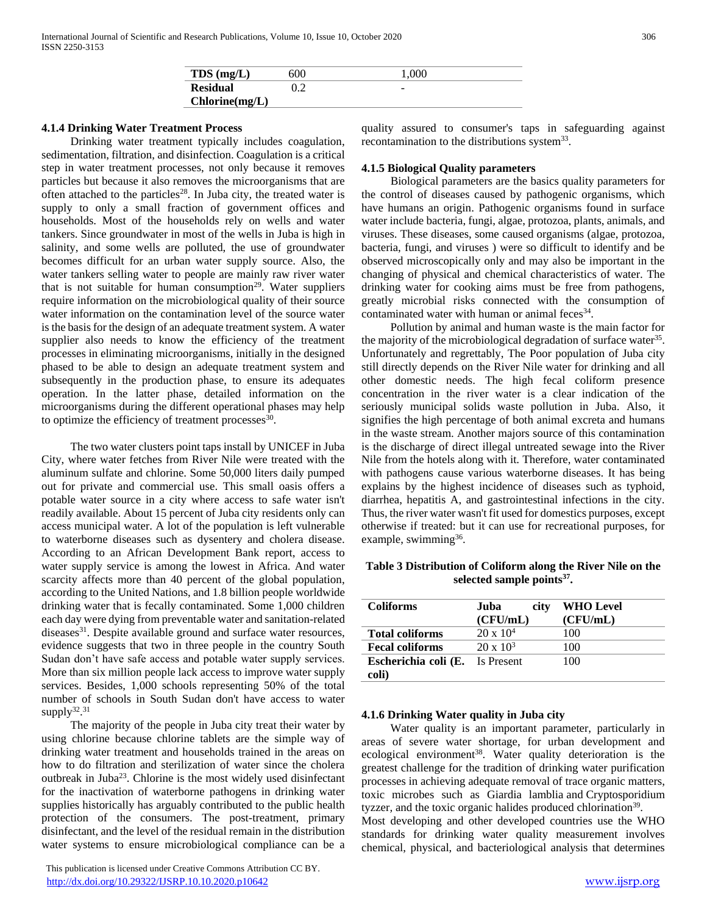| TDS (mg/L) | 600 | 1,000 |
|---|---|---|
| **Residual Chlorine(mg/L)** | 0.2 | - |

### 4.1.4 Drinking Water Treatment Process

Drinking water treatment typically includes coagulation, sedimentation, filtration, and disinfection. Coagulation is a critical step in water treatment processes, not only because it removes particles but because it also removes the microorganisms that are often attached to the particles[28]. In Juba city, the treated water is supply to only a small fraction of government offices and households. Most of the households rely on wells and water tankers. Since groundwater in most of the wells in Juba is high in salinity, and some wells are polluted, the use of groundwater becomes difficult for an urban water supply source. Also, the water tankers selling water to people are mainly raw river water that is not suitable for human consumption[29]. Water suppliers require information on the microbiological quality of their source water information on the contamination level of the source water is the basis for the design of an adequate treatment system. A water supplier also needs to know the efficiency of the treatment processes in eliminating microorganisms, initially in the designed phased to be able to design an adequate treatment system and subsequently in the production phase, to ensure its adequates operation. In the latter phase, detailed information on the microorganisms during the different operational phases may help to optimize the efficiency of treatment processes[30].

The two water clusters point taps install by UNICEF in Juba City, where water fetches from River Nile were treated with the aluminum sulfate and chlorine. Some 50,000 liters daily pumped out for private and commercial use. This small oasis offers a potable water source in a city where access to safe water isn't readily available. About 15 percent of Juba city residents only can access municipal water. A lot of the population is left vulnerable to waterborne diseases such as dysentery and cholera disease. According to an African Development Bank report, access to water supply service is among the lowest in Africa. And water scarcity affects more than 40 percent of the global population, according to the United Nations, and 1.8 billion people worldwide drinking water that is fecally contaminated. Some 1,000 children each day were dying from preventable water and sanitation-related diseases[31]. Despite available ground and surface water resources, evidence suggests that two in three people in the country South Sudan don't have safe access and potable water supply services. More than six million people lack access to improve water supply services. Besides, 1,000 schools representing 50% of the total number of schools in South Sudan don't have access to water supply[32].[31]

The majority of the people in Juba city treat their water by using chlorine because chlorine tablets are the simple way of drinking water treatment and households trained in the areas on how to do filtration and sterilization of water since the cholera outbreak in Juba[23]. Chlorine is the most widely used disinfectant for the inactivation of waterborne pathogens in drinking water supplies historically has arguably contributed to the public health protection of the consumers. The post-treatment, primary disinfectant, and the level of the residual remain in the distribution water systems to ensure microbiological compliance can be a quality assured to consumer's taps in safeguarding against recontamination to the distributions system[33].

### 4.1.5 Biological Quality parameters

Biological parameters are the basics quality parameters for the control of diseases caused by pathogenic organisms, which have humans an origin. Pathogenic organisms found in surface water include bacteria, fungi, algae, protozoa, plants, animals, and viruses. These diseases, some caused organisms (algae, protozoa, bacteria, fungi, and viruses ) were so difficult to identify and be observed microscopically only and may also be important in the changing of physical and chemical characteristics of water. The drinking water for cooking aims must be free from pathogens, greatly microbial risks connected with the consumption of contaminated water with human or animal feces[34].

Pollution by animal and human waste is the main factor for the majority of the microbiological degradation of surface water[35]. Unfortunately and regrettably, The Poor population of Juba city still directly depends on the River Nile water for drinking and all other domestic needs. The high fecal coliform presence concentration in the river water is a clear indication of the seriously municipal solids waste pollution in Juba. Also, it signifies the high percentage of both animal excreta and humans in the waste stream. Another majors source of this contamination is the discharge of direct illegal untreated sewage into the River Nile from the hotels along with it. Therefore, water contaminated with pathogens cause various waterborne diseases. It has being explains by the highest incidence of diseases such as typhoid, diarrhea, hepatitis A, and gastrointestinal infections in the city. Thus, the river water wasn't fit used for domestics purposes, except otherwise if treated: but it can use for recreational purposes, for example, swimming[36].

**Table 3 Distribution of Coliform along the River Nile on the selected sample points[37].**

| Coliforms | Juba city (CFU/mL) | WHO Level (CFU/mL) |
|---|---|---|
| Total coliforms | $20 \times 10^4$ | 100 |
| Fecal coliforms | $20 \times 10^3$ | 100 |
| Escherichia coli (E. coli) | Is Present | 100 |

### 4.1.6 Drinking Water quality in Juba city

Water quality is an important parameter, particularly in areas of severe water shortage, for urban development and ecological environment[38]. Water quality deterioration is the greatest challenge for the tradition of drinking water purification processes in achieving adequate removal of trace organic matters, toxic microbes such as Giardia lamblia and Cryptosporidium tyzzer, and the toxic organic halides produced chlorination[39].

Most developing and other developed countries use the WHO standards for drinking water quality measurement involves chemical, physical, and bacteriological analysis that determines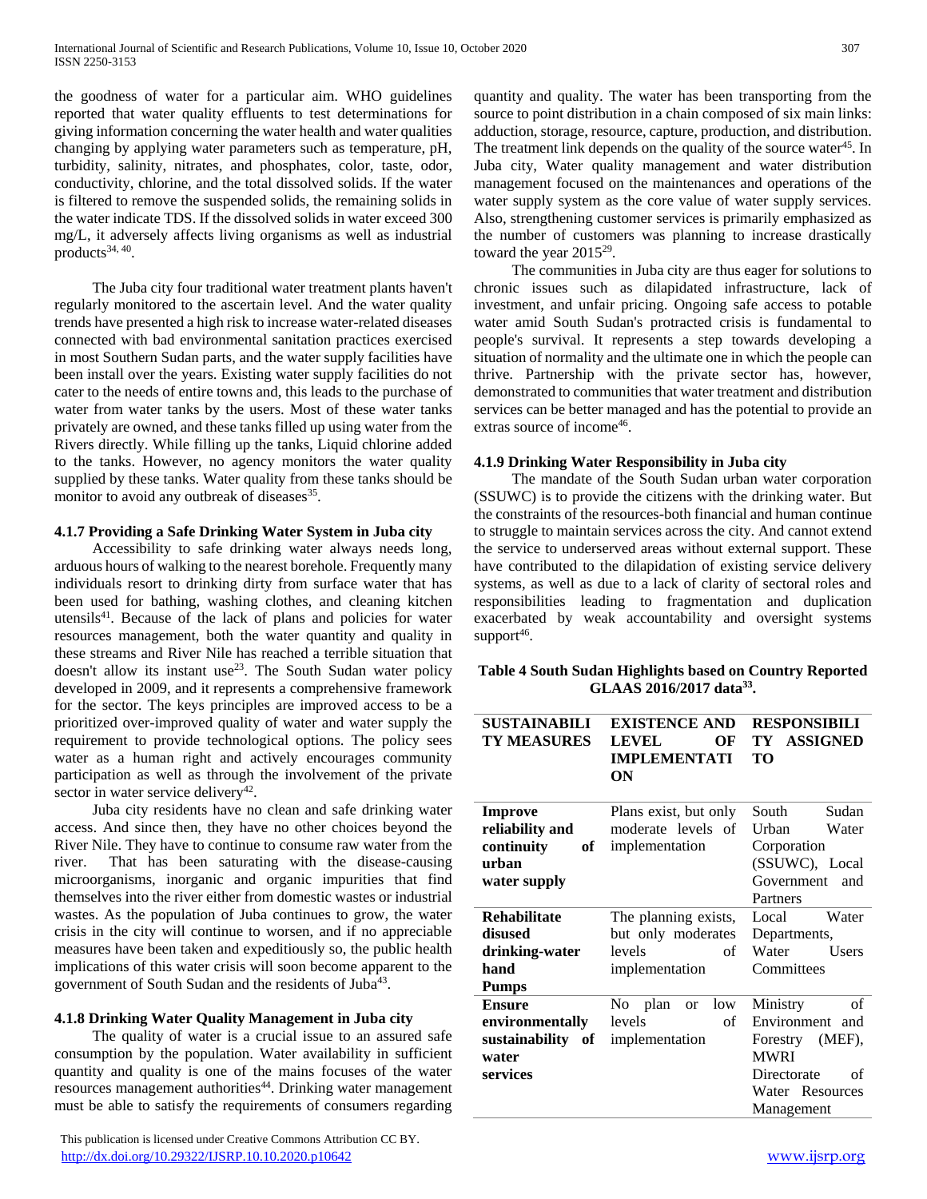the goodness of water for a particular aim. WHO guidelines reported that water quality effluents to test determinations for giving information concerning the water health and water qualities changing by applying water parameters such as temperature, pH, turbidity, salinity, nitrates, and phosphates, color, taste, odor, conductivity, chlorine, and the total dissolved solids. If the water is filtered to remove the suspended solids, the remaining solids in the water indicate TDS. If the dissolved solids in water exceed 300 mg/L, it adversely affects living organisms as well as industrial products[34, 40].

The Juba city four traditional water treatment plants haven't regularly monitored to the ascertain level. And the water quality trends have presented a high risk to increase water-related diseases connected with bad environmental sanitation practices exercised in most Southern Sudan parts, and the water supply facilities have been install over the years. Existing water supply facilities do not cater to the needs of entire towns and, this leads to the purchase of water from water tanks by the users. Most of these water tanks privately are owned, and these tanks filled up using water from the Rivers directly. While filling up the tanks, Liquid chlorine added to the tanks. However, no agency monitors the water quality supplied by these tanks. Water quality from these tanks should be monitor to avoid any outbreak of diseases[35].

### 4.1.7 Providing a Safe Drinking Water System in Juba city

Accessibility to safe drinking water always needs long, arduous hours of walking to the nearest borehole. Frequently many individuals resort to drinking dirty from surface water that has been used for bathing, washing clothes, and cleaning kitchen utensils[41]. Because of the lack of plans and policies for water resources management, both the water quantity and quality in these streams and River Nile has reached a terrible situation that doesn't allow its instant use[23]. The South Sudan water policy developed in 2009, and it represents a comprehensive framework for the sector. The keys principles are improved access to be a prioritized over-improved quality of water and water supply the requirement to provide technological options. The policy sees water as a human right and actively encourages community participation as well as through the involvement of the private sector in water service delivery[42].

Juba city residents have no clean and safe drinking water access. And since then, they have no other choices beyond the River Nile. They have to continue to consume raw water from the river. That has been saturating with the disease-causing microorganisms, inorganic and organic impurities that find themselves into the river either from domestic wastes or industrial wastes. As the population of Juba continues to grow, the water crisis in the city will continue to worsen, and if no appreciable measures have been taken and expeditiously so, the public health implications of this water crisis will soon become apparent to the government of South Sudan and the residents of Juba[43].

### 4.1.8 Drinking Water Quality Management in Juba city

The quality of water is a crucial issue to an assured safe consumption by the population. Water availability in sufficient quantity and quality is one of the mains focuses of the water resources management authorities[44]. Drinking water management must be able to satisfy the requirements of consumers regarding quantity and quality. The water has been transporting from the source to point distribution in a chain composed of six main links: adduction, storage, resource, capture, production, and distribution. The treatment link depends on the quality of the source water[45]. In Juba city, Water quality management and water distribution management focused on the maintenances and operations of the water supply system as the core value of water supply services. Also, strengthening customer services is primarily emphasized as the number of customers was planning to increase drastically toward the year 2015[29].

The communities in Juba city are thus eager for solutions to chronic issues such as dilapidated infrastructure, lack of investment, and unfair pricing. Ongoing safe access to potable water amid South Sudan's protracted crisis is fundamental to people's survival. It represents a step towards developing a situation of normality and the ultimate one in which the people can thrive. Partnership with the private sector has, however, demonstrated to communities that water treatment and distribution services can be better managed and has the potential to provide an extras source of income[46].

### 4.1.9 Drinking Water Responsibility in Juba city

The mandate of the South Sudan urban water corporation (SSUWC) is to provide the citizens with the drinking water. But the constraints of the resources-both financial and human continue to struggle to maintain services across the city. And cannot extend the service to underserved areas without external support. These have contributed to the dilapidation of existing service delivery systems, as well as due to a lack of clarity of sectoral roles and responsibilities leading to fragmentation and duplication exacerbated by weak accountability and oversight systems support[46].

**Table 4 South Sudan Highlights based on Country Reported GLAAS 2016/2017 data[33].**

| SUSTAINABILITY MEASURES | EXISTENCE AND LEVEL OF IMPLEMENTATION | RESPONSIBILITY ASSIGNED TO |
|---|---|---|
| **Improve reliability and continuity of urban water supply** | Plans exist, but only moderate levels of implementation | South Sudan Urban Water Corporation (SSUWC), Local Government and Partners |
| **Rehabilitate disused drinking-water hand Pumps** | The planning exists, but only moderates levels of implementation | Local Water Departments, Water Users Committees |
| **Ensure environmentally sustainability of water services** | No plan or low levels of implementation | Ministry of Environment and Forestry (MEF), MWRI Directorate of Water Resources Management |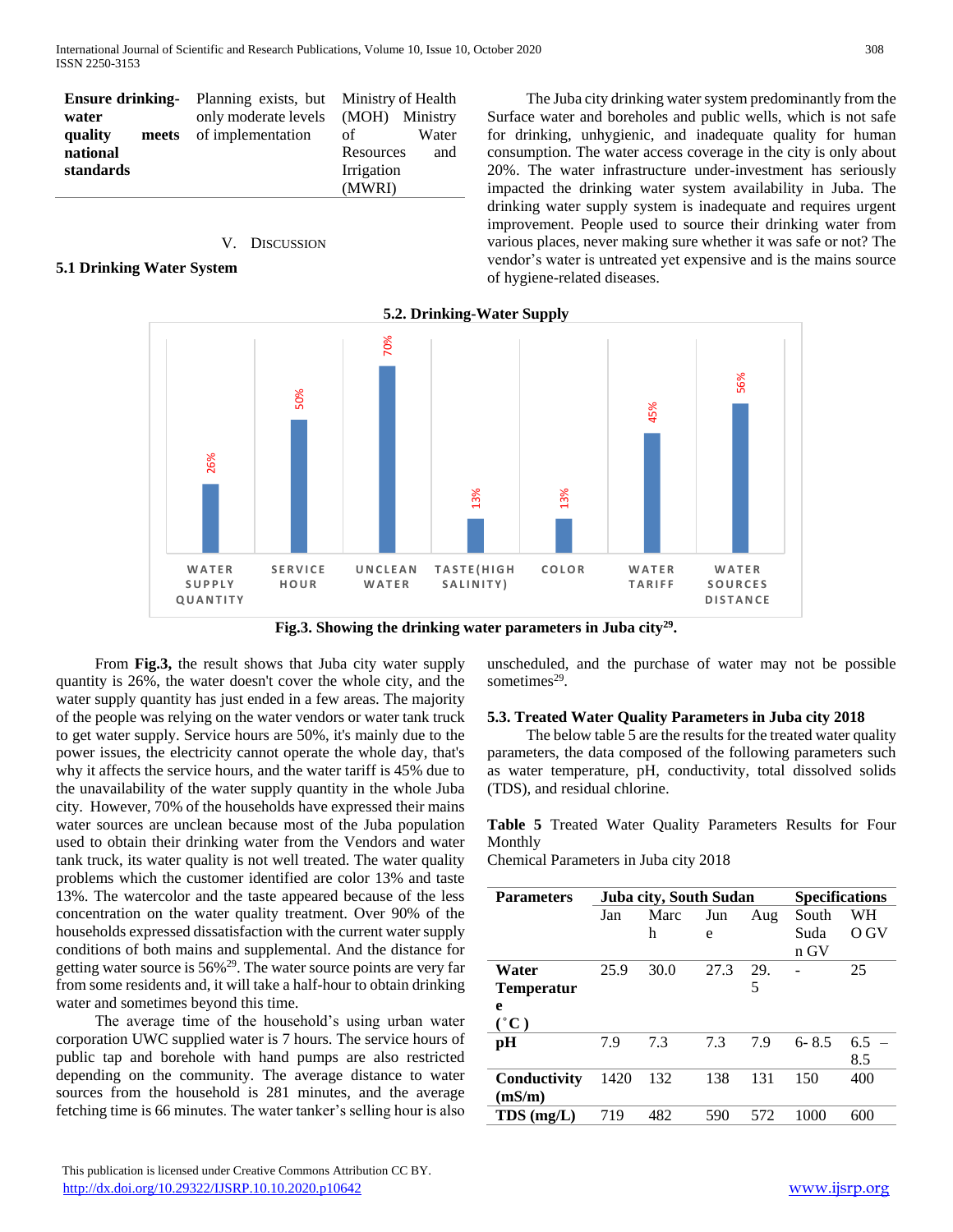| **Ensure drinking-water quality meets national standards** | Planning exists, but only moderate levels of implementation | Ministry of Health (MOH) Ministry of Water Resources and Irrigation (MWRI) |
|---|---|---|

## V. Discussion

### 5.1 Drinking Water System

The Juba city drinking water system predominantly from the Surface water and boreholes and public wells, which is not safe for drinking, unhygienic, and inadequate quality for human consumption. The water access coverage in the city is only about 20%. The water infrastructure under-investment has seriously impacted the drinking water system availability in Juba. The drinking water supply system is inadequate and requires urgent improvement. People used to source their drinking water from various places, never making sure whether it was safe or not? The vendor's water is untreated yet expensive and is the mains source of hygiene-related diseases.

### 5.2. Drinking-Water Supply

| Parameter | Value |
|---|---|
| Water supply quantity | 26% |
| Service hour | 50% |
| Unclean water | 70% |
| Taste (high salinity) | 13% |
| Color | 13% |
| Water tariff | 45% |
| Water sources distance | 56% |

**Fig.3. Showing the drinking water parameters in Juba city[29].**

From **Fig.3,** the result shows that Juba city water supply quantity is 26%, the water doesn't cover the whole city, and the water supply quantity has just ended in a few areas. The majority of the people was relying on the water vendors or water tank truck to get water supply. Service hours are 50%, it's mainly due to the power issues, the electricity cannot operate the whole day, that's why it affects the service hours, and the water tariff is 45% due to the unavailability of the water supply quantity in the whole Juba city. However, 70% of the households have expressed their mains water sources are unclean because most of the Juba population used to obtain their drinking water from the Vendors and water tank truck, its water quality is not well treated. The water quality problems which the customer identified are color 13% and taste 13%. The watercolor and the taste appeared because of the less concentration on the water quality treatment. Over 90% of the households expressed dissatisfaction with the current water supply conditions of both mains and supplemental. And the distance for getting water source is 56%[29]. The water source points are very far from some residents and, it will take a half-hour to obtain drinking water and sometimes beyond this time.

The average time of the household's using urban water corporation UWC supplied water is 7 hours. The service hours of public tap and borehole with hand pumps are also restricted depending on the community. The average distance to water sources from the household is 281 minutes, and the average fetching time is 66 minutes. The water tanker's selling hour is also unscheduled, and the purchase of water may not be possible sometimes[29].

### 5.3. Treated Water Quality Parameters in Juba city 2018

The below table 5 are the results for the treated water quality parameters, the data composed of the following parameters such as water temperature, pH, conductivity, total dissolved solids (TDS), and residual chlorine.

**Table 5** Treated Water Quality Parameters Results for Four Monthly
Chemical Parameters in Juba city 2018

| Parameters | Juba city, South Sudan | | | | Specifications | |
|---|---|---|---|---|---|---|
| | Jan | March | June | Aug | South Sudan GV | WHO GV |
| **Water Temperature (˚C)** | 25.9 | 30.0 | 27.3 | 29.5 | - | 25 |
| **pH** | 7.9 | 7.3 | 7.3 | 7.9 | 6- 8.5 | 6.5 – 8.5 |
| **Conductivity (mS/m)** | 1420 | 132 | 138 | 131 | 150 | 400 |
| **TDS (mg/L)** | 719 | 482 | 590 | 572 | 1000 | 600 |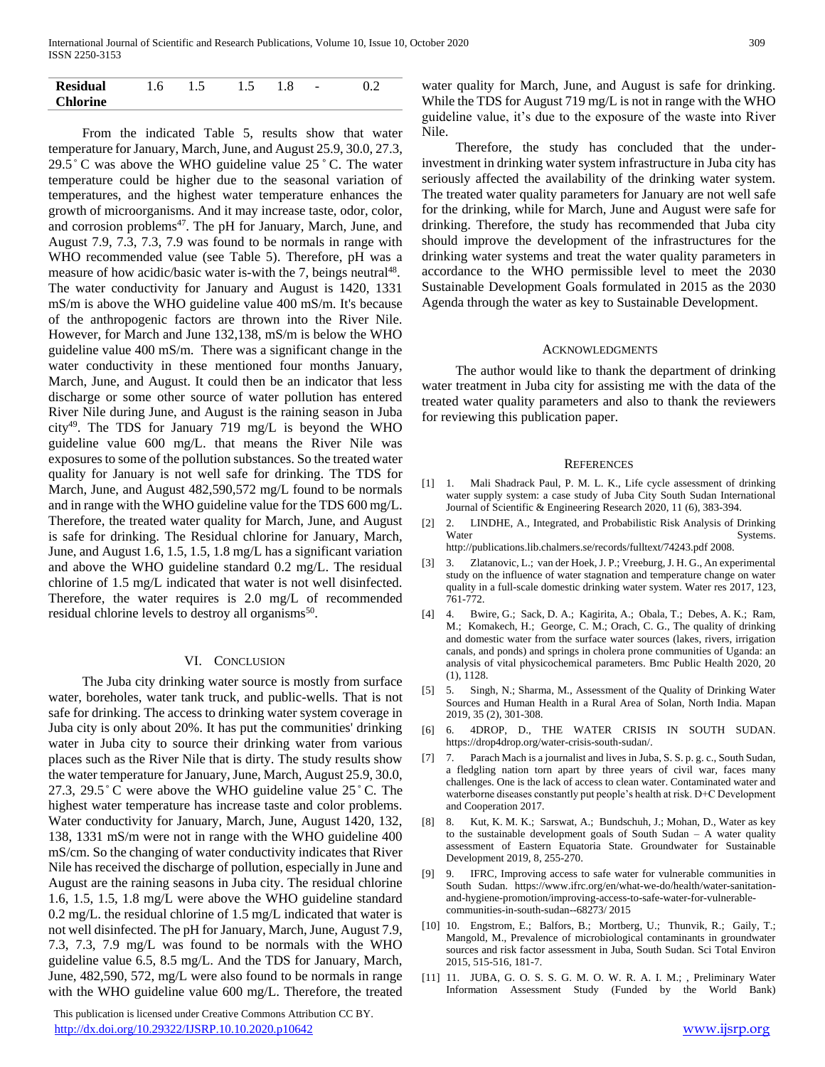| Residual Chlorine | 1.6 | 1.5 | 1.5 | 1.8 | - | 0.2 |
|---|---|---|---|---|---|---|

From the indicated Table 5, results show that water temperature for January, March, June, and August 25.9, 30.0, 27.3, 29.5 ̊ C was above the WHO guideline value 25 ̊ C. The water temperature could be higher due to the seasonal variation of temperatures, and the highest water temperature enhances the growth of microorganisms. And it may increase taste, odor, color, and corrosion problems[47]. The pH for January, March, June, and August 7.9, 7.3, 7.3, 7.9 was found to be normals in range with WHO recommended value (see Table 5). Therefore, pH was a measure of how acidic/basic water is-with the 7, beings neutral[48]. The water conductivity for January and August is 1420, 1331 mS/m is above the WHO guideline value 400 mS/m. It's because of the anthropogenic factors are thrown into the River Nile. However, for March and June 132,138, mS/m is below the WHO guideline value 400 mS/m. There was a significant change in the water conductivity in these mentioned four months January, March, June, and August. It could then be an indicator that less discharge or some other source of water pollution has entered River Nile during June, and August is the raining season in Juba city[49]. The TDS for January 719 mg/L is beyond the WHO guideline value 600 mg/L. that means the River Nile was exposures to some of the pollution substances. So the treated water quality for January is not well safe for drinking. The TDS for March, June, and August 482,590,572 mg/L found to be normals and in range with the WHO guideline value for the TDS 600 mg/L. Therefore, the treated water quality for March, June, and August is safe for drinking. The Residual chlorine for January, March, June, and August 1.6, 1.5, 1.5, 1.8 mg/L has a significant variation and above the WHO guideline standard 0.2 mg/L. The residual chlorine of 1.5 mg/L indicated that water is not well disinfected. Therefore, the water requires is 2.0 mg/L of recommended residual chlorine levels to destroy all organisms[50].

## VI. Conclusion

The Juba city drinking water source is mostly from surface water, boreholes, water tank truck, and public-wells. That is not safe for drinking. The access to drinking water system coverage in Juba city is only about 20%. It has put the communities' drinking water in Juba city to source their drinking water from various places such as the River Nile that is dirty. The study results show the water temperature for January, June, March, August 25.9, 30.0, 27.3, 29.5 ̊ C were above the WHO guideline value 25 ̊ C. The highest water temperature has increase taste and color problems. Water conductivity for January, March, June, August 1420, 132, 138, 1331 mS/m were not in range with the WHO guideline 400 mS/cm. So the changing of water conductivity indicates that River Nile has received the discharge of pollution, especially in June and August are the raining seasons in Juba city. The residual chlorine 1.6, 1.5, 1.5, 1.8 mg/L were above the WHO guideline standard 0.2 mg/L. the residual chlorine of 1.5 mg/L indicated that water is not well disinfected. The pH for January, March, June, August 7.9, 7.3, 7.3, 7.9 mg/L was found to be normals with the WHO guideline value 6.5, 8.5 mg/L. And the TDS for January, March, June, 482,590, 572, mg/L were also found to be normals in range with the WHO guideline value 600 mg/L. Therefore, the treated water quality for March, June, and August is safe for drinking. While the TDS for August 719 mg/L is not in range with the WHO guideline value, it's due to the exposure of the waste into River Nile.

Therefore, the study has concluded that the under-investment in drinking water system infrastructure in Juba city has seriously affected the availability of the drinking water system. The treated water quality parameters for January are not well safe for the drinking, while for March, June and August were safe for drinking. Therefore, the study has recommended that Juba city should improve the development of the infrastructures for the drinking water systems and treat the water quality parameters in accordance to the WHO permissible level to meet the 2030 Sustainable Development Goals formulated in 2015 as the 2030 Agenda through the water as key to Sustainable Development.

## Acknowledgments

The author would like to thank the department of drinking water treatment in Juba city for assisting me with the data of the treated water quality parameters and also to thank the reviewers for reviewing this publication paper.

## References

[1] 1. Mali Shadrack Paul, P. M. L. K., Life cycle assessment of drinking water supply system: a case study of Juba City South Sudan International Journal of Scientific & Engineering Research 2020, 11 (6), 383-394.

[2] 2. LINDHE, A., Integrated, and Probabilistic Risk Analysis of Drinking Water Systems. http://publications.lib.chalmers.se/records/fulltext/74243.pdf 2008.

[3] 3. Zlatanovic, L.; van der Hoek, J. P.; Vreeburg, J. H. G., An experimental study on the influence of water stagnation and temperature change on water quality in a full-scale domestic drinking water system. Water res 2017, 123, 761-772.

[4] 4. Bwire, G.; Sack, D. A.; Kagirita, A.; Obala, T.; Debes, A. K.; Ram, M.; Komakech, H.; George, C. M.; Orach, C. G., The quality of drinking and domestic water from the surface water sources (lakes, rivers, irrigation canals, and ponds) and springs in cholera prone communities of Uganda: an analysis of vital physicochemical parameters. Bmc Public Health 2020, 20 (1), 1128.

[5] 5. Singh, N.; Sharma, M., Assessment of the Quality of Drinking Water Sources and Human Health in a Rural Area of Solan, North India. Mapan 2019, 35 (2), 301-308.

[6] 6. 4DROP, D., THE WATER CRISIS IN SOUTH SUDAN. https://drop4drop.org/water-crisis-south-sudan/.

[7] 7. Parach Mach is a journalist and lives in Juba, S. S. p. g. c., South Sudan, a fledgling nation torn apart by three years of civil war, faces many challenges. One is the lack of access to clean water. Contaminated water and waterborne diseases constantly put people's health at risk. D+C Development and Cooperation 2017.

[8] 8. Kut, K. M. K.; Sarswat, A.; Bundschuh, J.; Mohan, D., Water as key to the sustainable development goals of South Sudan – A water quality assessment of Eastern Equatoria State. Groundwater for Sustainable Development 2019, 8, 255-270.

[9] 9. IFRC, Improving access to safe water for vulnerable communities in South Sudan. https://www.ifrc.org/en/what-we-do/health/water-sanitation-and-hygiene-promotion/improving-access-to-safe-water-for-vulnerable-communities-in-south-sudan--68273/ 2015

[10] 10. Engstrom, E.; Balfors, B.; Mortberg, U.; Thunvik, R.; Gaily, T.; Mangold, M., Prevalence of microbiological contaminants in groundwater sources and risk factor assessment in Juba, South Sudan. Sci Total Environ 2015, 515-516, 181-7.

[11] 11. JUBA, G. O. S. S. G. M. O. W. R. A. I. M.; , Preliminary Water Information Assessment Study (Funded by the World Bank)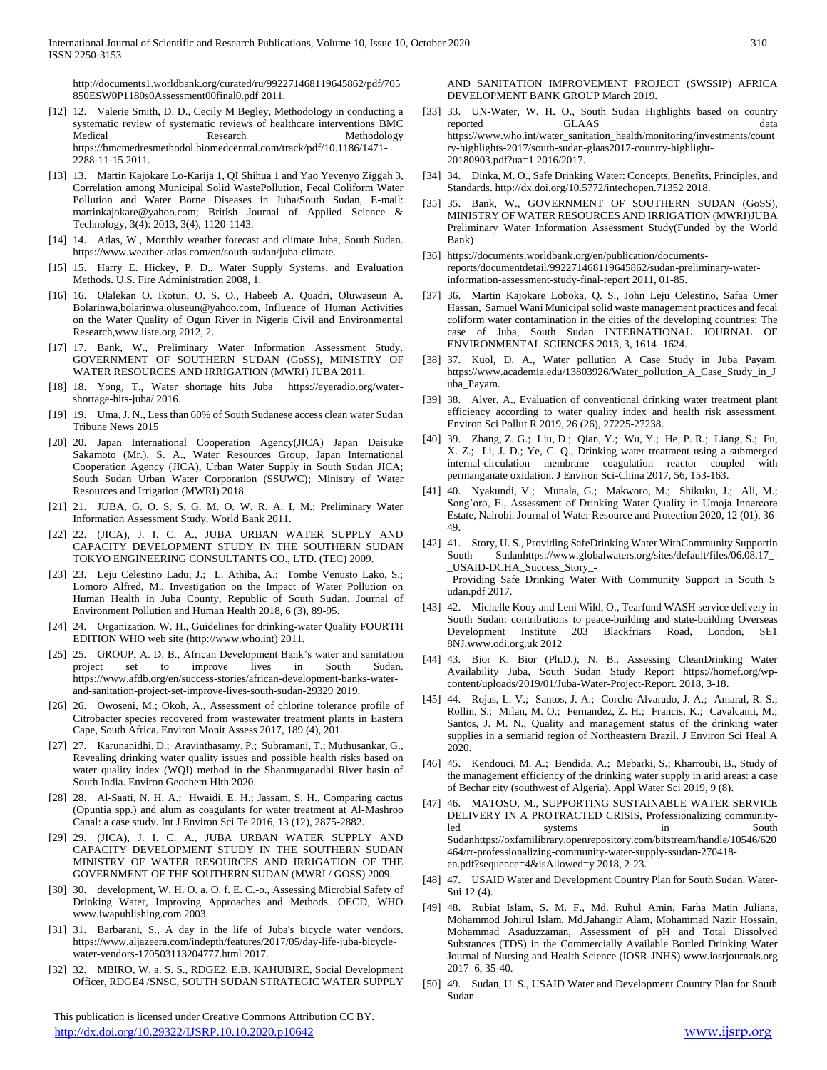http://documents1.worldbank.org/curated/ru/992271468119645862/pdf/705850ESW0P1180s0Assessment00final0.pdf 2011.

[12] 12. Valerie Smith, D. D., Cecily M Begley, Methodology in conducting a systematic review of systematic reviews of healthcare interventions BMC Medical Research Methodology https://bmcmedresmethodol.biomedcentral.com/track/pdf/10.1186/1471-2288-11-15 2011.

[13] 13. Martin Kajokare Lo-Karija 1, QI Shihua 1 and Yao Yevenyo Ziggah 3, Correlation among Municipal Solid WastePollution, Fecal Coliform Water Pollution and Water Borne Diseases in Juba/South Sudan, E-mail: martinkajokare@yahoo.com; British Journal of Applied Science & Technology, 3(4): 2013, 3(4), 1120-1143.

[14] 14. Atlas, W., Monthly weather forecast and climate Juba, South Sudan. https://www.weather-atlas.com/en/south-sudan/juba-climate.

[15] 15. Harry E. Hickey, P. D., Water Supply Systems, and Evaluation Methods. U.S. Fire Administration 2008, 1.

[16] 16. Olalekan O. Ikotun, O. S. O., Habeeb A. Quadri, Oluwaseun A. Bolarinwa,bolarinwa.oluseun@yahoo.com, Influence of Human Activities on the Water Quality of Ogun River in Nigeria Civil and Environmental Research,www.iiste.org 2012, 2.

[17] 17. Bank, W., Preliminary Water Information Assessment Study. GOVERNMENT OF SOUTHERN SUDAN (GoSS), MINISTRY OF WATER RESOURCES AND IRRIGATION (MWRI) JUBA 2011.

[18] 18. Yong, T., Water shortage hits Juba https://eyeradio.org/water-shortage-hits-juba/ 2016.

[19] 19. Uma, J. N., Less than 60% of South Sudanese access clean water Sudan Tribune News 2015

[20] 20. Japan International Cooperation Agency(JICA) Japan Daisuke Sakamoto (Mr.), S. A., Water Resources Group, Japan International Cooperation Agency (JICA), Urban Water Supply in South Sudan JICA; South Sudan Urban Water Corporation (SSUWC); Ministry of Water Resources and Irrigation (MWRI) 2018

[21] 21. JUBA, G. O. S. S. G. M. O. W. R. A. I. M.; Preliminary Water Information Assessment Study. World Bank 2011.

[22] 22. (JICA), J. I. C. A., JUBA URBAN WATER SUPPLY AND CAPACITY DEVELOPMENT STUDY IN THE SOUTHERN SUDAN TOKYO ENGINEERING CONSULTANTS CO., LTD. (TEC) 2009.

[23] 23. Leju Celestino Ladu, J.; L. Athiba, A.; Tombe Venusto Lako, S.; Lomoro Alfred, M., Investigation on the Impact of Water Pollution on Human Health in Juba County, Republic of South Sudan. Journal of Environment Pollution and Human Health 2018, 6 (3), 89-95.

[24] 24. Organization, W. H., Guidelines for drinking-water Quality FOURTH EDITION WHO web site (http://www.who.int) 2011.

[25] 25. GROUP, A. D. B., African Development Bank's water and sanitation project set to improve lives in South Sudan. https://www.afdb.org/en/success-stories/african-development-banks-water-and-sanitation-project-set-improve-lives-south-sudan-29329 2019.

[26] 26. Owoseni, M.; Okoh, A., Assessment of chlorine tolerance profile of Citrobacter species recovered from wastewater treatment plants in Eastern Cape, South Africa. Environ Monit Assess 2017, 189 (4), 201.

[27] 27. Karunanidhi, D.; Aravinthasamy, P.; Subramani, T.; Muthusankar, G., Revealing drinking water quality issues and possible health risks based on water quality index (WQI) method in the Shanmuganadhi River basin of South India. Environ Geochem Hlth 2020.

[28] 28. Al-Saati, N. H. A.; Hwaidi, E. H.; Jassam, S. H., Comparing cactus (Opuntia spp.) and alum as coagulants for water treatment at Al-Mashroo Canal: a case study. Int J Environ Sci Te 2016, 13 (12), 2875-2882.

[29] 29. (JICA), J. I. C. A., JUBA URBAN WATER SUPPLY AND CAPACITY DEVELOPMENT STUDY IN THE SOUTHERN SUDAN MINISTRY OF WATER RESOURCES AND IRRIGATION OF THE GOVERNMENT OF THE SOUTHERN SUDAN (MWRI / GOSS) 2009.

[30] 30. development, W. H. O. a. O. f. E. C.-o., Assessing Microbial Safety of Drinking Water, Improving Approaches and Methods. OECD, WHO www.iwapublishing.com 2003.

[31] 31. Barbarani, S., A day in the life of Juba's bicycle water vendors. https://www.aljazeera.com/indepth/features/2017/05/day-life-juba-bicycle-water-vendors-170503113204777.html 2017.

[32] 32. MBIRO, W. a. S. S., RDGE2, E.B. KAHUBIRE, Social Development Officer, RDGE4 /SNSC, SOUTH SUDAN STRATEGIC WATER SUPPLY AND SANITATION IMPROVEMENT PROJECT (SWSSIP) AFRICA DEVELOPMENT BANK GROUP March 2019.

[33] 33. UN-Water, W. H. O., South Sudan Highlights based on country reported GLAAS data https://www.who.int/water_sanitation_health/monitoring/investments/country-highlights-2017/south-sudan-glaas2017-country-highlight-20180903.pdf?ua=1 2016/2017.

[34] 34. Dinka, M. O., Safe Drinking Water: Concepts, Benefits, Principles, and Standards. http://dx.doi.org/10.5772/intechopen.71352 2018.

[35] 35. Bank, W., GOVERNMENT OF SOUTHERN SUDAN (GoSS), MINISTRY OF WATER RESOURCES AND IRRIGATION (MWRI)JUBA Preliminary Water Information Assessment Study(Funded by the World Bank)

[36] https://documents.worldbank.org/en/publication/documents-reports/documentdetail/992271468119645862/sudan-preliminary-water-information-assessment-study-final-report 2011, 01-85.

[37] 36. Martin Kajokare Loboka, Q. S., John Leju Celestino, Safaa Omer Hassan, Samuel Wani Municipal solid waste management practices and fecal coliform water contamination in the cities of the developing countries: The case of Juba, South Sudan INTERNATIONAL JOURNAL OF ENVIRONMENTAL SCIENCES 2013, 3, 1614 -1624.

[38] 37. Kuol, D. A., Water pollution A Case Study in Juba Payam. https://www.academia.edu/13803926/Water_pollution_A_Case_Study_in_Juba_Payam.

[39] 38. Alver, A., Evaluation of conventional drinking water treatment plant efficiency according to water quality index and health risk assessment. Environ Sci Pollut R 2019, 26 (26), 27225-27238.

[40] 39. Zhang, Z. G.; Liu, D.; Qian, Y.; Wu, Y.; He, P. R.; Liang, S.; Fu, X. Z.; Li, J. D.; Ye, C. Q., Drinking water treatment using a submerged internal-circulation membrane coagulation reactor coupled with permanganate oxidation. J Environ Sci-China 2017, 56, 153-163.

[41] 40. Nyakundi, V.; Munala, G.; Makworo, M.; Shikuku, J.; Ali, M.; Song'oro, E., Assessment of Drinking Water Quality in Umoja Innercore Estate, Nairobi. Journal of Water Resource and Protection 2020, 12 (01), 36-49.

[42] 41. Story, U. S., Providing SafeDrinking Water WithCommunity Supportin South Sudanhttps://www.globalwaters.org/sites/default/files/06.08.17_-_USAID-DCHA_Success_Story_-_Providing_Safe_Drinking_Water_With_Community_Support_in_South_Sudan.pdf 2017.

[43] 42. Michelle Kooy and Leni Wild, O., Tearfund WASH service delivery in South Sudan: contributions to peace-building and state-building Overseas Development Institute 203 Blackfriars Road, London, SE1 8NJ,www.odi.org.uk 2012

[44] 43. Bior K. Bior (Ph.D.), N. B., Assessing CleanDrinking Water Availability Juba, South Sudan Study Report https://homef.org/wp-content/uploads/2019/01/Juba-Water-Project-Report. 2018, 3-18.

[45] 44. Rojas, L. V.; Santos, J. A.; Corcho-Alvarado, J. A.; Amaral, R. S.; Rollin, S.; Milan, M. O.; Fernandez, Z. H.; Francis, K.; Cavalcanti, M.; Santos, J. M. N., Quality and management status of the drinking water supplies in a semiarid region of Northeastern Brazil. J Environ Sci Heal A 2020.

[46] 45. Kendouci, M. A.; Bendida, A.; Mebarki, S.; Kharroubi, B., Study of the management efficiency of the drinking water supply in arid areas: a case of Bechar city (southwest of Algeria). Appl Water Sci 2019, 9 (8).

[47] 46. MATOSO, M., SUPPORTING SUSTAINABLE WATER SERVICE DELIVERY IN A PROTRACTED CRISIS, Professionalizing community-led systems in South Sudanhttps://oxfamilibrary.openrepository.com/bitstream/handle/10546/620464/rr-professionalizing-community-water-supply-ssudan-270418-en.pdf?sequence=4&isAllowed=y 2018, 2-23.

[48] 47. USAID Water and Development Country Plan for South Sudan. Water-Sui 12 (4).

[49] 48. Rubiat Islam, S. M. F., Md. Ruhul Amin, Farha Matin Juliana, Mohammod Johirul Islam, Md.Jahangir Alam, Mohammad Nazir Hossain, Mohammad Asaduzzaman, Assessment of pH and Total Dissolved Substances (TDS) in the Commercially Available Bottled Drinking Water Journal of Nursing and Health Science (IOSR-JNHS) www.iosrjournals.org 2017 6, 35-40.

[50] 49. Sudan, U. S., USAID Water and Development Country Plan for South Sudan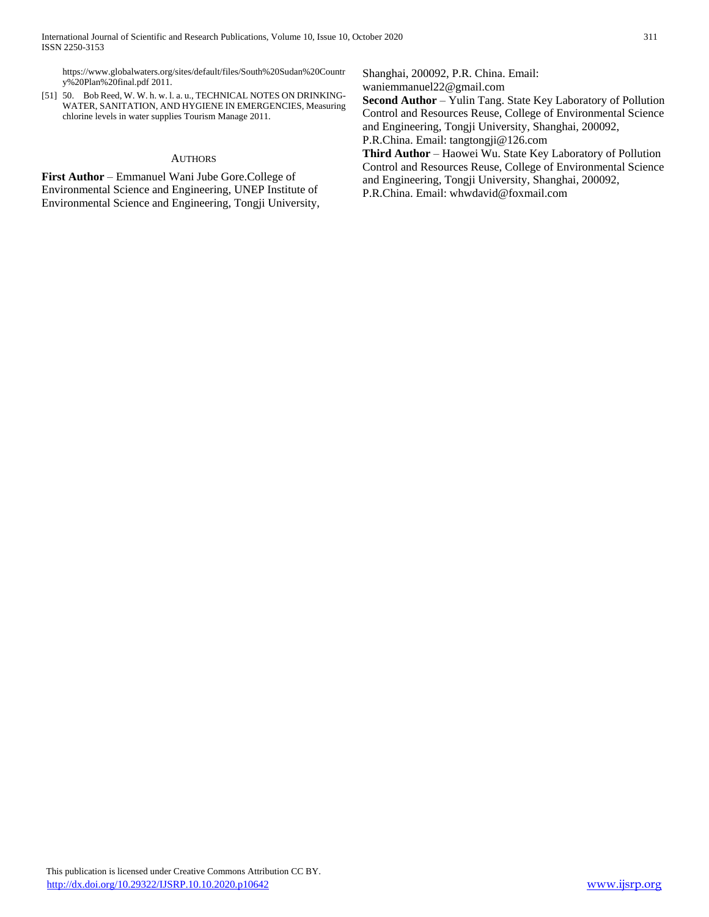https://www.globalwaters.org/sites/default/files/South%20Sudan%20Country%20Plan%20final.pdf 2011.

[51] 50. Bob Reed, W. W. h. w. l. a. u., TECHNICAL NOTES ON DRINKING-WATER, SANITATION, AND HYGIENE IN EMERGENCIES, Measuring chlorine levels in water supplies Tourism Manage 2011.

## AUTHORS

**First Author** – Emmanuel Wani Jube Gore.College of Environmental Science and Engineering, UNEP Institute of Environmental Science and Engineering, Tongji University, Shanghai, 200092, P.R. China. Email: waniemmanuel22@gmail.com

**Second Author** – Yulin Tang. State Key Laboratory of Pollution Control and Resources Reuse, College of Environmental Science and Engineering, Tongji University, Shanghai, 200092, P.R.China. Email: tangtongji@126.com

**Third Author** – Haowei Wu. State Key Laboratory of Pollution Control and Resources Reuse, College of Environmental Science and Engineering, Tongji University, Shanghai, 200092, P.R.China. Email: whwdavid@foxmail.com